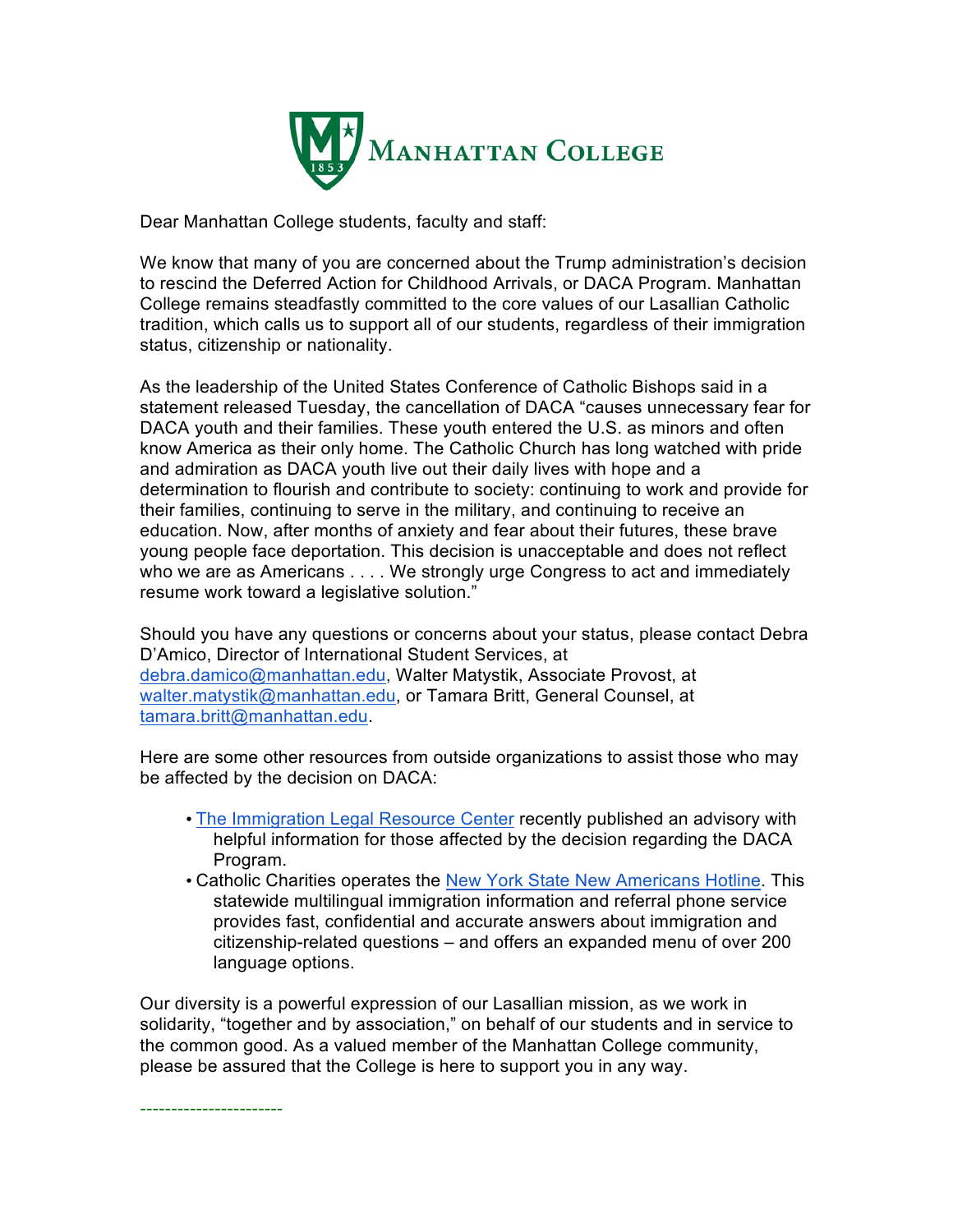Manhattan College

Dear Manhattan College students, faculty and staff:

We know that many of you are concerned about the Trump administration's decision to rescind the Deferred Action for Childhood Arrivals, or DACA Program. Manhattan College remains steadfastly committed to the core values of our Lasallian Catholic tradition, which calls us to support all of our students, regardless of their immigration status, citizenship or nationality.

As the leadership of the United States Conference of Catholic Bishops said in a statement released Tuesday, the cancellation of DACA "causes unnecessary fear for DACA youth and their families. These youth entered the U.S. as minors and often know America as their only home. The Catholic Church has long watched with pride and admiration as DACA youth live out their daily lives with hope and a determination to flourish and contribute to society: continuing to work and provide for their families, continuing to serve in the military, and continuing to receive an education. Now, after months of anxiety and fear about their futures, these brave young people face deportation. This decision is unacceptable and does not reflect who we are as Americans . . . . We strongly urge Congress to act and immediately resume work toward a legislative solution."

Should you have any questions or concerns about your status, please contact Debra D'Amico, Director of International Student Services, at debra.damico@manhattan.edu, Walter Matystik, Associate Provost, at walter.matystik@manhattan.edu, or Tamara Britt, General Counsel, at tamara.britt@manhattan.edu.

Here are some other resources from outside organizations to assist those who may be affected by the decision on DACA:

- The Immigration Legal Resource Center recently published an advisory with helpful information for those affected by the decision regarding the DACA Program.
- Catholic Charities operates the New York State New Americans Hotline. This statewide multilingual immigration information and referral phone service provides fast, confidential and accurate answers about immigration and citizenship-related questions – and offers an expanded menu of over 200 language options.

Our diversity is a powerful expression of our Lasallian mission, as we work in solidarity, "together and by association," on behalf of our students and in service to the common good. As a valued member of the Manhattan College community, please be assured that the College is here to support you in any way.

----------------------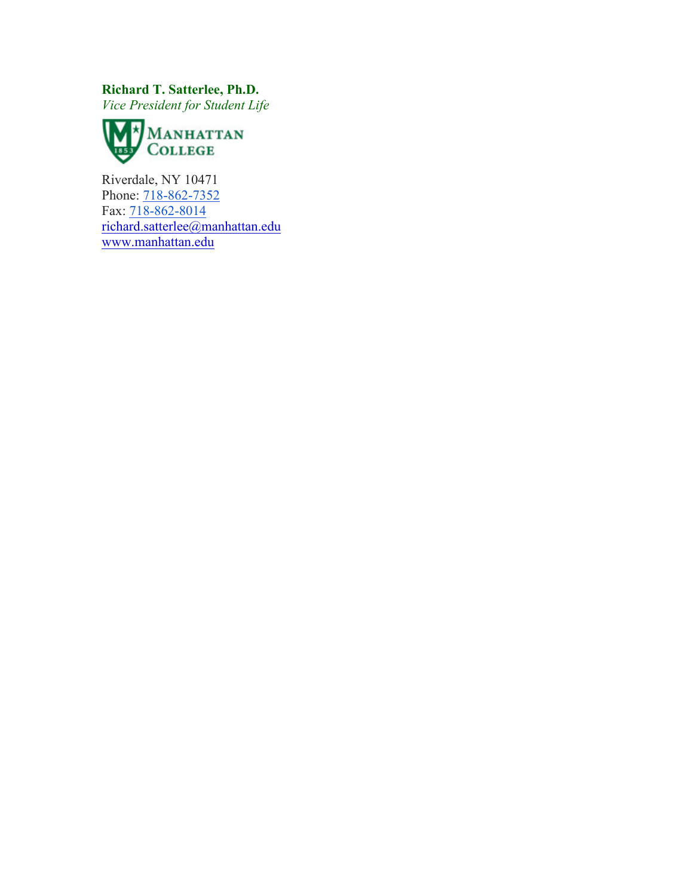**Richard T. Satterlee, Ph.D.**
*Vice President for Student Life*

Manhattan College

Riverdale, NY 10471
Phone: 718-862-7352
Fax: 718-862-8014
richard.satterlee@manhattan.edu
www.manhattan.edu